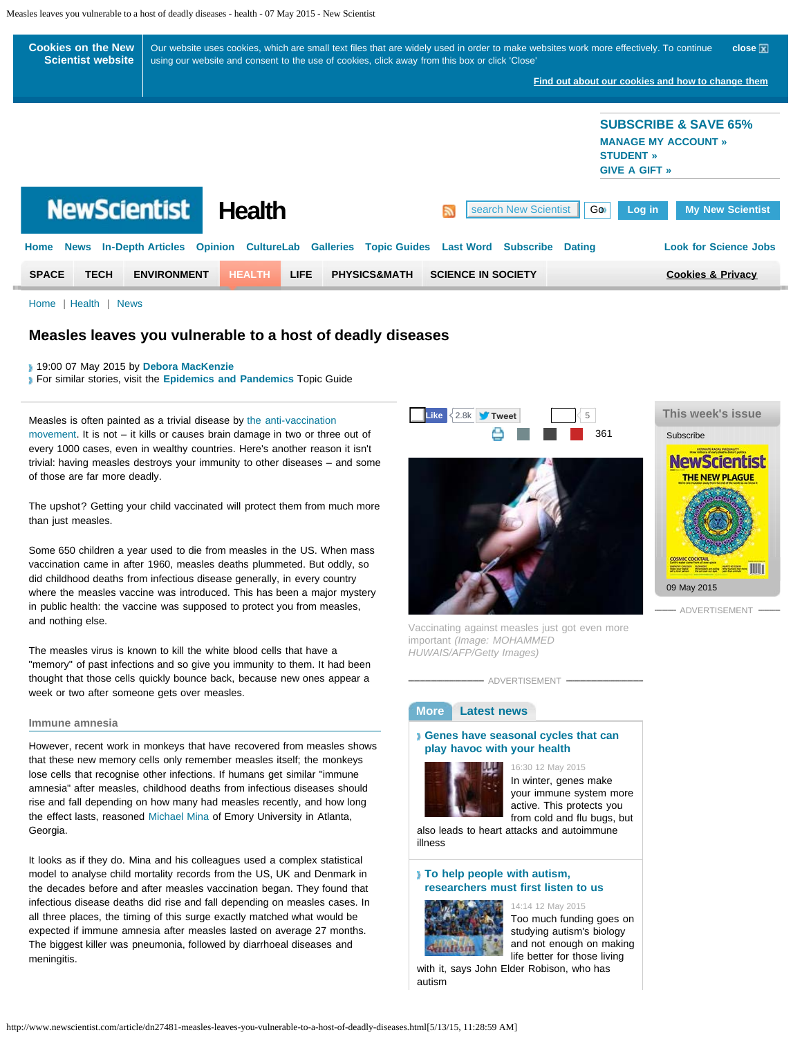# Measles leaves you vulnerable to a host of deadly diseases

19:00 07 May 2015 by Debora MacKenzie

For similar stories, visit the Epidemics and Pandemics Topic Guide

Measles is often painted as a trivial disease by the anti-vaccination movement. It is not – it kills or causes brain damage in two or three out of every 1000 cases, even in wealthy countries. Here's another reason it isn't trivial: having measles destroys your immunity to other diseases – and some of those are far more deadly.

The upshot? Getting your child vaccinated will protect them from much more than just measles.

Some 650 children a year used to die from measles in the US. When mass vaccination came in after 1960, measles deaths plummeted. But oddly, so did childhood deaths from infectious disease generally, in every country where the measles vaccine was introduced. This has been a major mystery in public health: the vaccine was supposed to protect you from measles, and nothing else.

The measles virus is known to kill the white blood cells that have a "memory" of past infections and so give you immunity to them. It had been thought that those cells quickly bounce back, because new ones appear a week or two after someone gets over measles.

Vaccinating against measles just got even more important *(Image: MOHAMMED HUWAIS/AFP/Getty Images)*

## Immune amnesia

However, recent work in monkeys that have recovered from measles shows that these new memory cells only remember measles itself; the monkeys lose cells that recognise other infections. If humans get similar "immune amnesia" after measles, childhood deaths from infectious diseases should rise and fall depending on how many had measles recently, and how long the effect lasts, reasoned Michael Mina of Emory University in Atlanta, Georgia.

It looks as if they do. Mina and his colleagues used a complex statistical model to analyse child mortality records from the US, UK and Denmark in the decades before and after measles vaccination began. They found that infectious disease deaths did rise and fall depending on measles cases. In all three places, the timing of this surge exactly matched what would be expected if immune amnesia after measles lasted on average 27 months. The biggest killer was pneumonia, followed by diarrhoeal diseases and meningitis.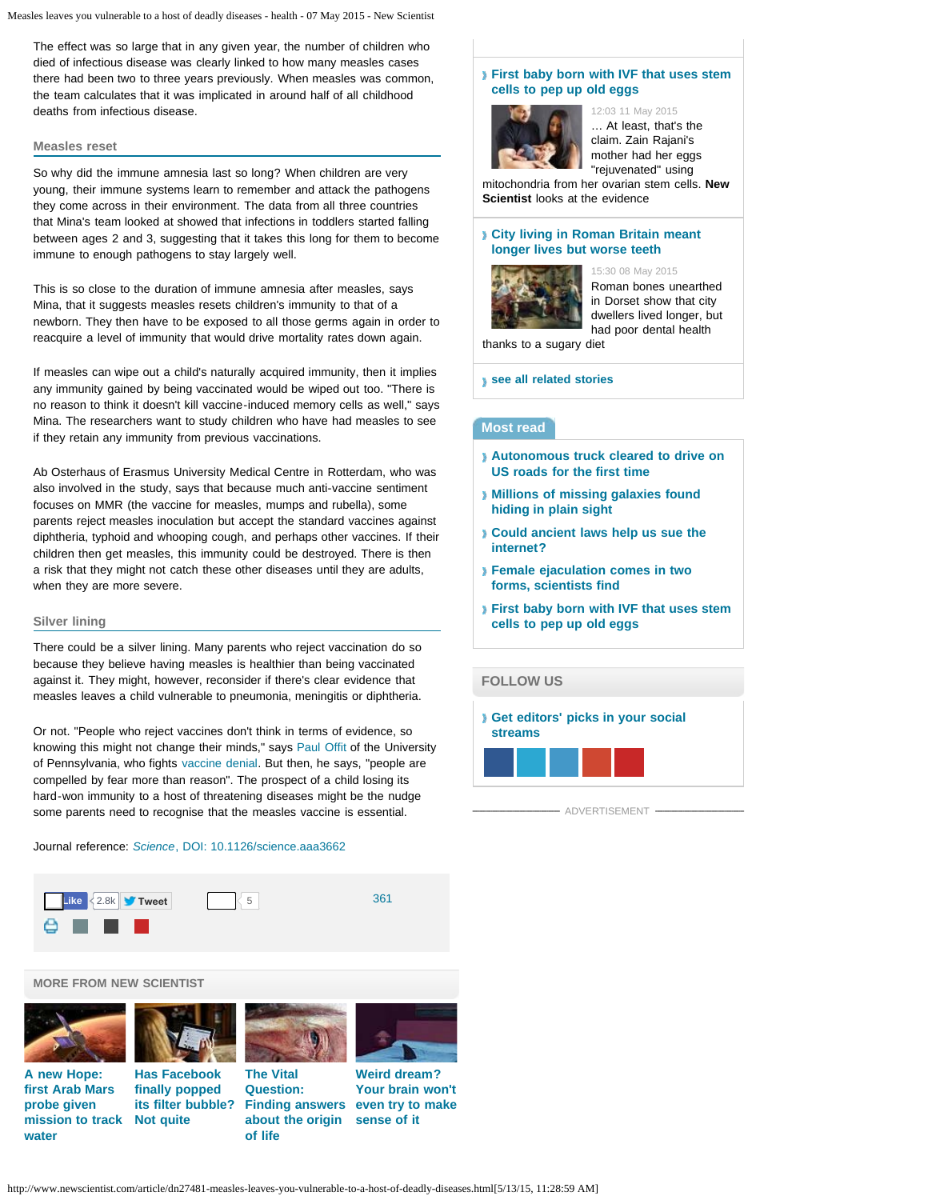The effect was so large that in any given year, the number of children who died of infectious disease was clearly linked to how many measles cases there had been two to three years previously. When measles was common, the team calculates that it was implicated in around half of all childhood deaths from infectious disease.

## Measles reset

So why did the immune amnesia last so long? When children are very young, their immune systems learn to remember and attack the pathogens they come across in their environment. The data from all three countries that Mina's team looked at showed that infections in toddlers started falling between ages 2 and 3, suggesting that it takes this long for them to become immune to enough pathogens to stay largely well.

This is so close to the duration of immune amnesia after measles, says Mina, that it suggests measles resets children's immunity to that of a newborn. They then have to be exposed to all those germs again in order to reacquire a level of immunity that would drive mortality rates down again.

If measles can wipe out a child's naturally acquired immunity, then it implies any immunity gained by being vaccinated would be wiped out too. "There is no reason to think it doesn't kill vaccine-induced memory cells as well," says Mina. The researchers want to study children who have had measles to see if they retain any immunity from previous vaccinations.

Ab Osterhaus of Erasmus University Medical Centre in Rotterdam, who was also involved in the study, says that because much anti-vaccine sentiment focuses on MMR (the vaccine for measles, mumps and rubella), some parents reject measles inoculation but accept the standard vaccines against diphtheria, typhoid and whooping cough, and perhaps other vaccines. If their children then get measles, this immunity could be destroyed. There is then a risk that they might not catch these other diseases until they are adults, when they are more severe.

## Silver lining

There could be a silver lining. Many parents who reject vaccination do so because they believe having measles is healthier than being vaccinated against it. They might, however, reconsider if there's clear evidence that measles leaves a child vulnerable to pneumonia, meningitis or diphtheria.

Or not. "People who reject vaccines don't think in terms of evidence, so knowing this might not change their minds," says Paul Offit of the University of Pennsylvania, who fights vaccine denial. But then, he says, "people are compelled by fear more than reason". The prospect of a child losing its hard-won immunity to a host of threatening diseases might be the nudge some parents need to recognise that the measles vaccine is essential.

Journal reference: *Science*, DOI: 10.1126/science.aaa3662

Like 2.8k Tweet 5 361

### MORE FROM NEW SCIENTIST

- A new Hope: first Arab Mars probe given mission to track water
- Has Facebook finally popped its filter bubble? Not quite
- The Vital Question: Finding answers about the origin of life
- Weird dream? Your brain won't even try to make sense of it

---

**First baby born with IVF that uses stem cells to pep up old eggs**

12:03 11 May 2015

… At least, that's the claim. Zain Rajani's mother had her eggs "rejuvenated" using mitochondria from her ovarian stem cells. **New Scientist** looks at the evidence

**City living in Roman Britain meant longer lives but worse teeth**

15:30 08 May 2015

Roman bones unearthed in Dorset show that city dwellers lived longer, but had poor dental health thanks to a sugary diet

see all related stories

### Most read

- Autonomous truck cleared to drive on US roads for the first time
- Millions of missing galaxies found hiding in plain sight
- Could ancient laws help us sue the internet?
- Female ejaculation comes in two forms, scientists find
- First baby born with IVF that uses stem cells to pep up old eggs

### FOLLOW US

Get editors' picks in your social streams

ADVERTISEMENT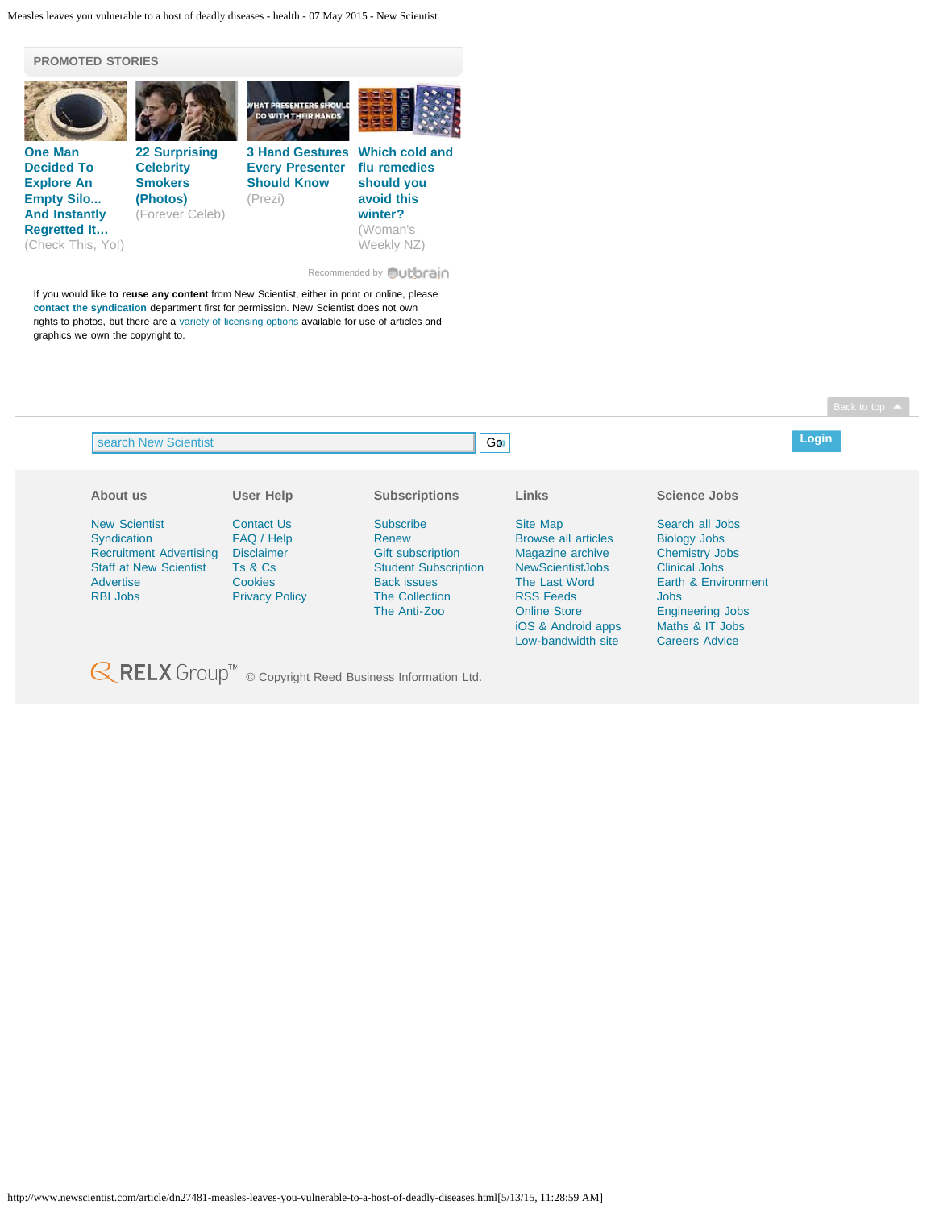PROMOTED STORIES

**One Man Decided To Explore An Empty Silo... And Instantly Regretted It...** (Check This, Yo!)

**22 Surprising Celebrity Smokers (Photos)** (Forever Celeb)

**3 Hand Gestures Every Presenter Should Know** (Prezi)

**Which cold and flu remedies should you avoid this winter?** (Woman's Weekly NZ)

Recommended by Outbrain

If you would like **to reuse any content** from New Scientist, either in print or online, please **contact the syndication** department first for permission. New Scientist does not own rights to photos, but there are a variety of licensing options available for use of articles and graphics we own the copyright to.

Back to top

search New Scientist Go

Login

**About us**

- New Scientist
- Syndication
- Recruitment Advertising
- Staff at New Scientist
- Advertise
- RBI Jobs

**User Help**

- Contact Us
- FAQ / Help
- Disclaimer
- Ts & Cs
- Cookies
- Privacy Policy

**Subscriptions**

- Subscribe
- Renew
- Gift subscription
- Student Subscription
- Back issues
- The Collection
- The Anti-Zoo

**Links**

- Site Map
- Browse all articles
- Magazine archive
- NewScientistJobs
- The Last Word
- RSS Feeds
- Online Store
- iOS & Android apps
- Low-bandwidth site

**Science Jobs**

- Search all Jobs
- Biology Jobs
- Chemistry Jobs
- Clinical Jobs
- Earth & Environment Jobs
- Engineering Jobs
- Maths & IT Jobs
- Careers Advice

RELX Group™ © Copyright Reed Business Information Ltd.